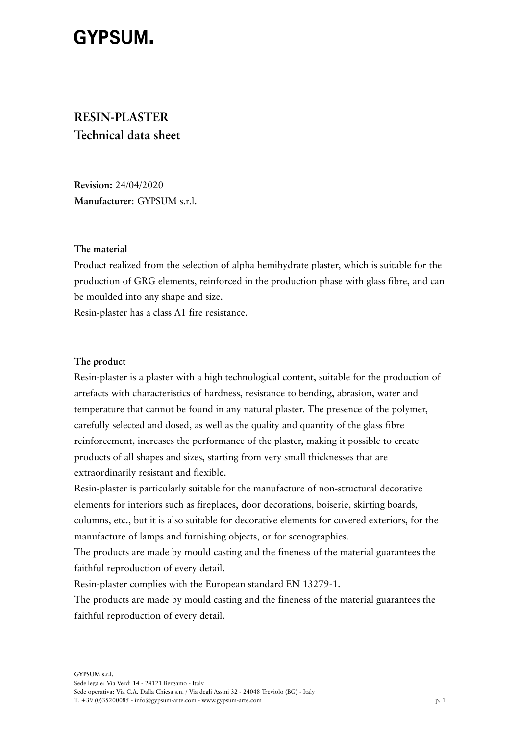# GYPSUM.

## RESIN-PLASTER
## Technical data sheet

**Revision:** 24/04/2020
**Manufacturer**: GYPSUM s.r.l.

**The material**

Product realized from the selection of alpha hemihydrate plaster, which is suitable for the production of GRG elements, reinforced in the production phase with glass fibre, and can be moulded into any shape and size.
Resin-plaster has a class A1 fire resistance.

**The product**

Resin-plaster is a plaster with a high technological content, suitable for the production of artefacts with characteristics of hardness, resistance to bending, abrasion, water and temperature that cannot be found in any natural plaster. The presence of the polymer, carefully selected and dosed, as well as the quality and quantity of the glass fibre reinforcement, increases the performance of the plaster, making it possible to create products of all shapes and sizes, starting from very small thicknesses that are extraordinarily resistant and flexible.
Resin-plaster is particularly suitable for the manufacture of non-structural decorative elements for interiors such as fireplaces, door decorations, boiserie, skirting boards, columns, etc., but it is also suitable for decorative elements for covered exteriors, for the manufacture of lamps and furnishing objects, or for scenographies.
The products are made by mould casting and the fineness of the material guarantees the faithful reproduction of every detail.
Resin-plaster complies with the European standard EN 13279-1.
The products are made by mould casting and the fineness of the material guarantees the faithful reproduction of every detail.

**GYPSUM s.r.l.**
Sede legale: Via Verdi 14 - 24121 Bergamo - Italy
Sede operativa: Via C.A. Dalla Chiesa s.n. / Via degli Assini 32 - 24048 Treviolo (BG) - Italy
T. +39 (0)35200085 - info@gypsum-arte.com - www.gypsum-arte.com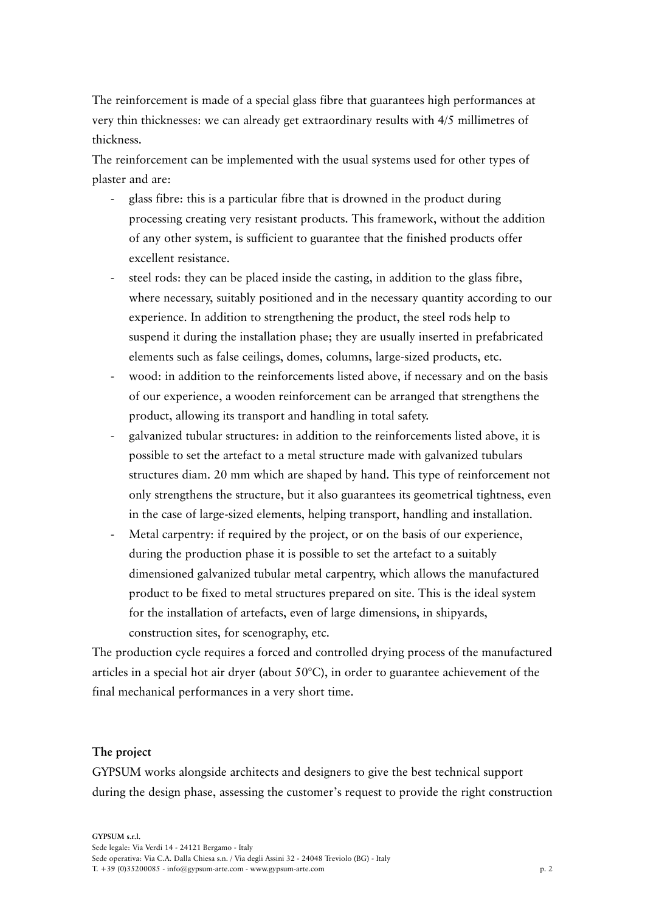The reinforcement is made of a special glass fibre that guarantees high performances at very thin thicknesses: we can already get extraordinary results with 4/5 millimetres of thickness.

The reinforcement can be implemented with the usual systems used for other types of plaster and are:

- glass fibre: this is a particular fibre that is drowned in the product during processing creating very resistant products. This framework, without the addition of any other system, is sufficient to guarantee that the finished products offer excellent resistance.
- steel rods: they can be placed inside the casting, in addition to the glass fibre, where necessary, suitably positioned and in the necessary quantity according to our experience. In addition to strengthening the product, the steel rods help to suspend it during the installation phase; they are usually inserted in prefabricated elements such as false ceilings, domes, columns, large-sized products, etc.
- wood: in addition to the reinforcements listed above, if necessary and on the basis of our experience, a wooden reinforcement can be arranged that strengthens the product, allowing its transport and handling in total safety.
- galvanized tubular structures: in addition to the reinforcements listed above, it is possible to set the artefact to a metal structure made with galvanized tubulars structures diam. 20 mm which are shaped by hand. This type of reinforcement not only strengthens the structure, but it also guarantees its geometrical tightness, even in the case of large-sized elements, helping transport, handling and installation.
- Metal carpentry: if required by the project, or on the basis of our experience, during the production phase it is possible to set the artefact to a suitably dimensioned galvanized tubular metal carpentry, which allows the manufactured product to be fixed to metal structures prepared on site. This is the ideal system for the installation of artefacts, even of large dimensions, in shipyards, construction sites, for scenography, etc.

The production cycle requires a forced and controlled drying process of the manufactured articles in a special hot air dryer (about 50°C), in order to guarantee achievement of the final mechanical performances in a very short time.

**The project**

GYPSUM works alongside architects and designers to give the best technical support during the design phase, assessing the customer's request to provide the right construction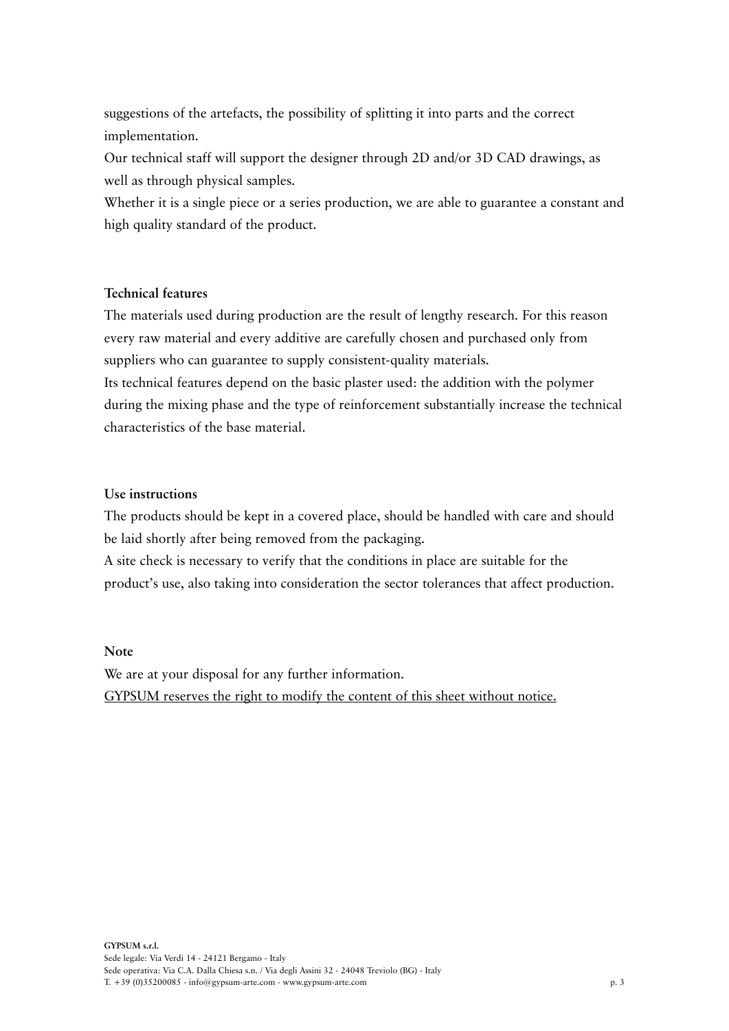suggestions of the artefacts, the possibility of splitting it into parts and the correct implementation.

Our technical staff will support the designer through 2D and/or 3D CAD drawings, as well as through physical samples.

Whether it is a single piece or a series production, we are able to guarantee a constant and high quality standard of the product.

**Technical features**

The materials used during production are the result of lengthy research. For this reason every raw material and every additive are carefully chosen and purchased only from suppliers who can guarantee to supply consistent-quality materials.

Its technical features depend on the basic plaster used: the addition with the polymer during the mixing phase and the type of reinforcement substantially increase the technical characteristics of the base material.

**Use instructions**

The products should be kept in a covered place, should be handled with care and should be laid shortly after being removed from the packaging.

A site check is necessary to verify that the conditions in place are suitable for the product's use, also taking into consideration the sector tolerances that affect production.

**Note**

We are at your disposal for any further information.

GYPSUM reserves the right to modify the content of this sheet without notice.